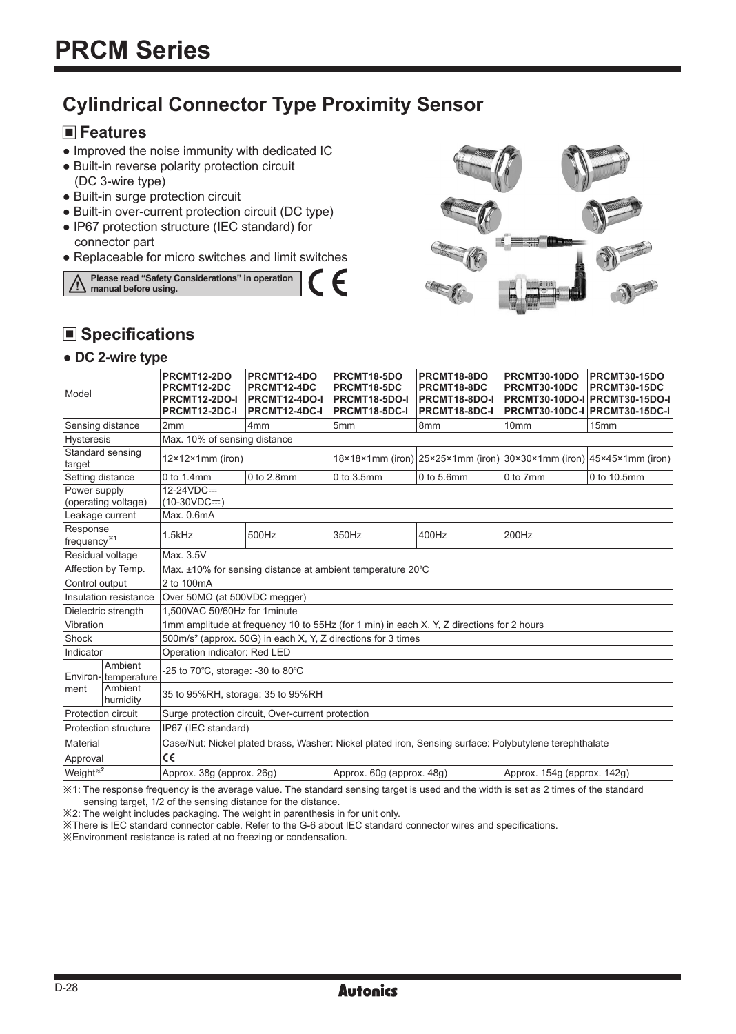# PRCM Series

## Cylindrical Connector Type Proximity Sensor

### ■ Features

- Improved the noise immunity with dedicated IC
- Built-in reverse polarity protection circuit (DC 3-wire type)
- Built-in surge protection circuit
- Built-in over-current protection circuit (DC type)
- IP67 protection structure (IEC standard) for connector part
- Replaceable for micro switches and limit switches

⚠ Please read "Safety Considerations" in operation manual before using.

CE

### ■ Specifications

#### ● DC 2-wire type

| Model | | PRCMT12-2DO<br>PRCMT12-2DC<br>PRCMT12-2DO-I<br>PRCMT12-2DC-I | PRCMT12-4DO<br>PRCMT12-4DC<br>PRCMT12-4DO-I<br>PRCMT12-4DC-I | PRCMT18-5DO<br>PRCMT18-5DC<br>PRCMT18-5DO-I<br>PRCMT18-5DC-I | PRCMT18-8DO<br>PRCMT18-8DC<br>PRCMT18-8DO-I<br>PRCMT18-8DC-I | PRCMT30-10DO<br>PRCMT30-10DC<br>PRCMT30-10DO-I<br>PRCMT30-10DC-I | PRCMT30-15DO<br>PRCMT30-15DC<br>PRCMT30-15DO-I<br>PRCMT30-15DC-I |
|---|---|---|---|---|---|---|---|
| Sensing distance | | 2mm | 4mm | 5mm | 8mm | 10mm | 15mm |
| Hysteresis | | Max. 10% of sensing distance | | | | | |
| Standard sensing target | | 12×12×1mm (iron) | | 18×18×1mm (iron) | 25×25×1mm (iron) | 30×30×1mm (iron) | 45×45×1mm (iron) |
| Setting distance | | 0 to 1.4mm | 0 to 2.8mm | 0 to 3.5mm | 0 to 5.6mm | 0 to 7mm | 0 to 10.5mm |
| Power supply (operating voltage) | | 12-24VDC⎓<br>(10-30VDC⎓) | | | | | |
| Leakage current | | Max. 0.6mA | | | | | |
| Response frequency※1 | | 1.5kHz | 500Hz | 350Hz | 400Hz | 200Hz | |
| Residual voltage | | Max. 3.5V | | | | | |
| Affection by Temp. | | Max. ±10% for sensing distance at ambient temperature 20℃ | | | | | |
| Control output | | 2 to 100mA | | | | | |
| Insulation resistance | | Over 50MΩ (at 500VDC megger) | | | | | |
| Dielectric strength | | 1,500VAC 50/60Hz for 1minute | | | | | |
| Vibration | | 1mm amplitude at frequency 10 to 55Hz (for 1 min) in each X, Y, Z directions for 2 hours | | | | | |
| Shock | | 500m/s² (approx. 50G) in each X, Y, Z directions for 3 times | | | | | |
| Indicator | | Operation indicator: Red LED | | | | | |
| Environ-ment | Ambient temperature | -25 to 70℃, storage: -30 to 80℃ | | | | | |
| | Ambient humidity | 35 to 95%RH, storage: 35 to 95%RH | | | | | |
| Protection circuit | | Surge protection circuit, Over-current protection | | | | | |
| Protection structure | | IP67 (IEC standard) | | | | | |
| Material | | Case/Nut: Nickel plated brass, Washer: Nickel plated iron, Sensing surface: Polybutylene terephthalate | | | | | |
| Approval | | CE | | | | | |
| Weight※2 | | Approx. 38g (approx. 26g) | | Approx. 60g (approx. 48g) | | Approx. 154g (approx. 142g) | |

※1: The response frequency is the average value. The standard sensing target is used and the width is set as 2 times of the standard sensing target, 1/2 of the sensing distance for the distance.

※2: The weight includes packaging. The weight in parenthesis in for unit only.

※There is IEC standard connector cable. Refer to the G-6 about IEC standard connector wires and specifications.

※Environment resistance is rated at no freezing or condensation.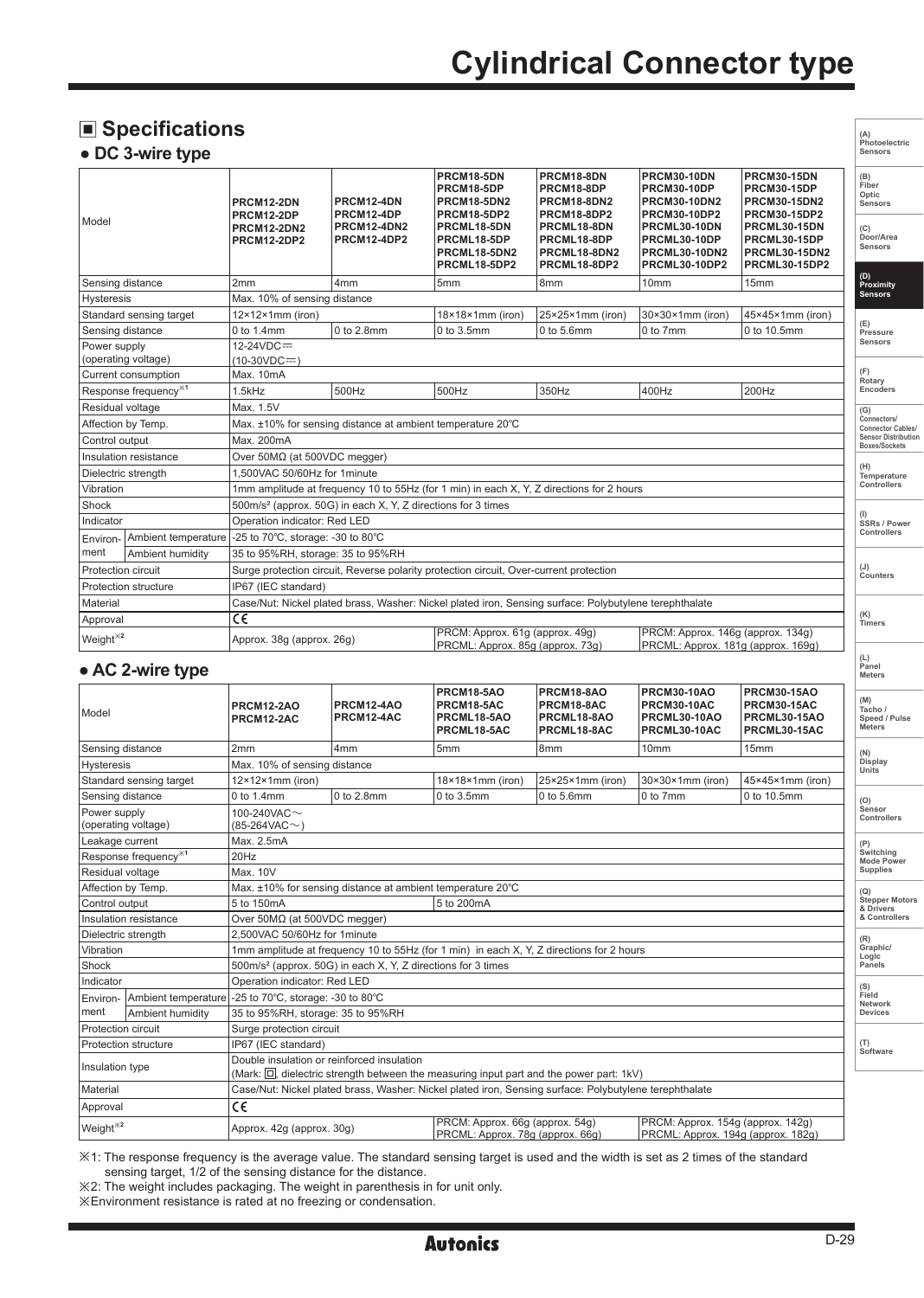# Cylindrical Connector type

## ■ Specifications

### ● DC 3-wire type

| Model | | PRCM12-2DN PRCM12-2DP PRCM12-2DN2 PRCM12-2DP2 | PRCM12-4DN PRCM12-4DP PRCM12-4DN2 PRCM12-4DP2 | PRCM18-5DN PRCM18-5DP PRCM18-5DN2 PRCM18-5DP2 PRCML18-5DN PRCML18-5DP PRCML18-5DN2 PRCML18-5DP2 | PRCM18-8DN PRCM18-8DP PRCM18-8DN2 PRCM18-8DP2 PRCML18-8DN PRCML18-8DP PRCML18-8DN2 PRCML18-8DP2 | PRCM30-10DN PRCM30-10DP PRCM30-10DN2 PRCM30-10DP2 PRCML30-10DN PRCML30-10DP PRCML30-10DN2 PRCML30-10DP2 | PRCM30-15DN PRCM30-15DP PRCM30-15DN2 PRCM30-15DP2 PRCML30-15DN PRCML30-15DP PRCML30-15DN2 PRCML30-15DP2 |
|---|---|---|---|---|---|---|---|
| Sensing distance | | 2mm | 4mm | 5mm | 8mm | 10mm | 15mm |
| Hysteresis | | Max. 10% of sensing distance | | | | | |
| Standard sensing target | | 12×12×1mm (iron) | | 18×18×1mm (iron) | 25×25×1mm (iron) | 30×30×1mm (iron) | 45×45×1mm (iron) |
| Sensing distance | | 0 to 1.4mm | 0 to 2.8mm | 0 to 3.5mm | 0 to 5.6mm | 0 to 7mm | 0 to 10.5mm |
| Power supply (operating voltage) | | 12-24VDC⎓ (10-30VDC⎓) | | | | | |
| Current consumption | | Max. 10mA | | | | | |
| Response frequency※1 | | 1.5kHz | 500Hz | 500Hz | 350Hz | 400Hz | 200Hz |
| Residual voltage | | Max. 1.5V | | | | | |
| Affection by Temp. | | Max. ±10% for sensing distance at ambient temperature 20℃ | | | | | |
| Control output | | Max. 200mA | | | | | |
| Insulation resistance | | Over 50MΩ (at 500VDC megger) | | | | | |
| Dielectric strength | | 1,500VAC 50/60Hz for 1minute | | | | | |
| Vibration | | 1mm amplitude at frequency 10 to 55Hz (for 1 min) in each X, Y, Z directions for 2 hours | | | | | |
| Shock | | 500m/s² (approx. 50G) in each X, Y, Z directions for 3 times | | | | | |
| Indicator | | Operation indicator: Red LED | | | | | |
| Environ-ment | Ambient temperature | -25 to 70℃, storage: -30 to 80℃ | | | | | |
| | Ambient humidity | 35 to 95%RH, storage: 35 to 95%RH | | | | | |
| Protection circuit | | Surge protection circuit, Reverse polarity protection circuit, Over-current protection | | | | | |
| Protection structure | | IP67 (IEC standard) | | | | | |
| Material | | Case/Nut: Nickel plated brass, Washer: Nickel plated iron, Sensing surface: Polybutylene terephthalate | | | | | |
| Approval | | CE | | | | | |
| Weight※2 | | Approx. 38g (approx. 26g) | | PRCM: Approx. 61g (approx. 49g) PRCML: Approx. 85g (approx. 73g) | | PRCM: Approx. 146g (approx. 134g) PRCML: Approx. 181g (approx. 169g) | |

### ● AC 2-wire type

| Model | | PRCM12-2AO PRCM12-2AC | PRCM12-4AO PRCM12-4AC | PRCM18-5AO PRCM18-5AC PRCML18-5AO PRCML18-5AC | PRCM18-8AO PRCM18-8AC PRCML18-8AO PRCML18-8AC | PRCM30-10AO PRCM30-10AC PRCML30-10AO PRCML30-10AC | PRCM30-15AO PRCM30-15AC PRCML30-15AO PRCML30-15AC |
|---|---|---|---|---|---|---|---|
| Sensing distance | | 2mm | 4mm | 5mm | 8mm | 10mm | 15mm |
| Hysteresis | | Max. 10% of sensing distance | | | | | |
| Standard sensing target | | 12×12×1mm (iron) | | 18×18×1mm (iron) | 25×25×1mm (iron) | 30×30×1mm (iron) | 45×45×1mm (iron) |
| Sensing distance | | 0 to 1.4mm | 0 to 2.8mm | 0 to 3.5mm | 0 to 5.6mm | 0 to 7mm | 0 to 10.5mm |
| Power supply (operating voltage) | | 100-240VAC∼ (85-264VAC∼) | | | | | |
| Leakage current | | Max. 2.5mA | | | | | |
| Response frequency※1 | | 20Hz | | | | | |
| Residual voltage | | Max. 10V | | | | | |
| Affection by Temp. | | Max. ±10% for sensing distance at ambient temperature 20℃ | | | | | |
| Control output | | 5 to 150mA | | 5 to 200mA | | | |
| Insulation resistance | | Over 50MΩ (at 500VDC megger) | | | | | |
| Dielectric strength | | 2,500VAC 50/60Hz for 1minute | | | | | |
| Vibration | | 1mm amplitude at frequency 10 to 55Hz (for 1 min) in each X, Y, Z directions for 2 hours | | | | | |
| Shock | | 500m/s² (approx. 50G) in each X, Y, Z directions for 3 times | | | | | |
| Indicator | | Operation indicator: Red LED | | | | | |
| Environ-ment | Ambient temperature | -25 to 70℃, storage: -30 to 80℃ | | | | | |
| | Ambient humidity | 35 to 95%RH, storage: 35 to 95%RH | | | | | |
| Protection circuit | | Surge protection circuit | | | | | |
| Protection structure | | IP67 (IEC standard) | | | | | |
| Insulation type | | Double insulation or reinforced insulation (Mark: ⧈, dielectric strength between the measuring input part and the power part: 1kV) | | | | | |
| Material | | Case/Nut: Nickel plated brass, Washer: Nickel plated iron, Sensing surface: Polybutylene terephthalate | | | | | |
| Approval | | CE | | | | | |
| Weight※2 | | Approx. 42g (approx. 30g) | | PRCM: Approx. 66g (approx. 54g) PRCML: Approx. 78g (approx. 66g) | | PRCM: Approx. 154g (approx. 142g) PRCML: Approx. 194g (approx. 182g) | |

※1: The response frequency is the average value. The standard sensing target is used and the width is set as 2 times of the standard sensing target, 1/2 of the sensing distance for the distance.

※2: The weight includes packaging. The weight in parenthesis in for unit only.

※Environment resistance is rated at no freezing or condensation.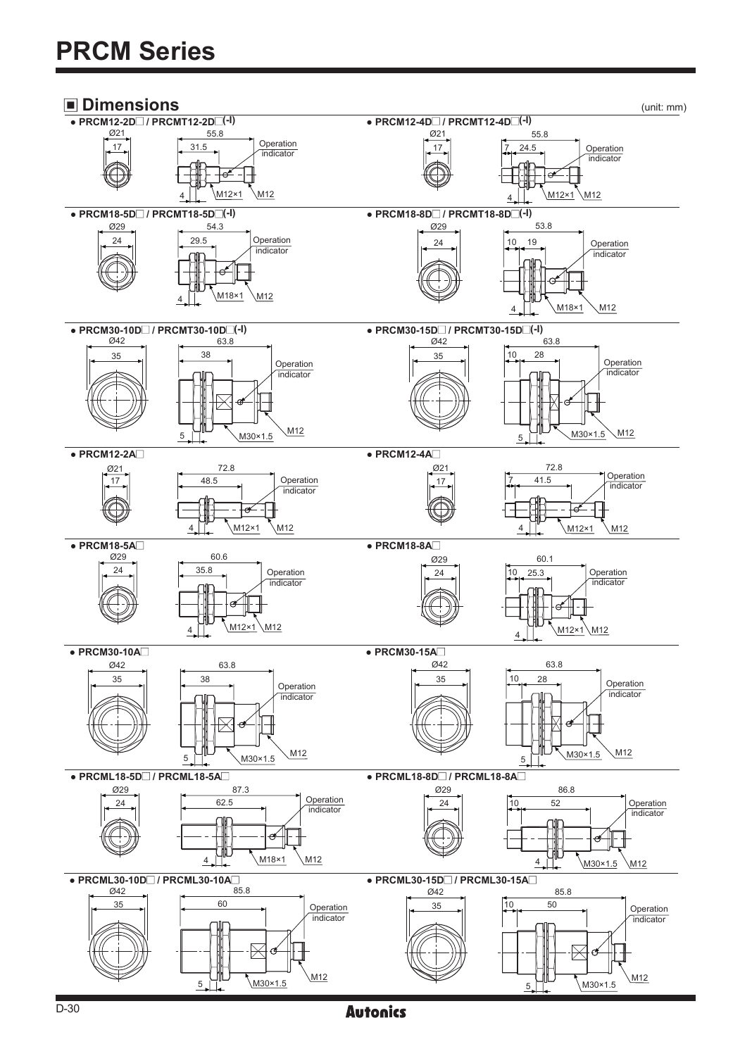# PRCM Series

## ■ Dimensions

(unit: mm)

● PRCM12-2D□ / PRCMT12-2D□(-I)

Ø21, 17, 55.8, 31.5, 4, M12×1, M12, Operation indicator

● PRCM12-4D□ / PRCMT12-4D□(-I)

Ø21, 17, 55.8, 7, 24.5, 4, M12×1, M12, Operation indicator

● PRCM18-5D□ / PRCMT18-5D□(-I)

Ø29, 24, 54.3, 29.5, 4, M18×1, M12, Operation indicator

● PRCM18-8D□ / PRCMT18-8D□(-I)

Ø29, 24, 53.8, 10, 19, 4, M18×1, M12, Operation indicator

● PRCM30-10D□ / PRCMT30-10D□(-I)

Ø42, 35, 63.8, 38, 5, M30×1.5, M12, Operation indicator

● PRCM30-15D□ / PRCMT30-15D□(-I)

Ø42, 35, 63.8, 10, 28, 5, M30×1.5, M12, Operation indicator

● PRCM12-2A□

Ø21, 17, 72.8, 48.5, 4, M12×1, M12, Operation indicator

● PRCM12-4A□

Ø21, 17, 72.8, 7, 41.5, 4, M12×1, M12, Operation indicator

● PRCM18-5A□

Ø29, 24, 60.6, 35.8, 4, M12×1, M12, Operation indicator

● PRCM18-8A□

Ø29, 24, 60.1, 10, 25.3, 4, M12×1, M12, Operation indicator

● PRCM30-10A□

Ø42, 35, 63.8, 38, 5, M30×1.5, M12, Operation indicator

● PRCM30-15A□

Ø42, 35, 63.8, 10, 28, 5, M30×1.5, M12, Operation indicator

● PRCML18-5D□ / PRCML18-5A□

Ø29, 24, 87.3, 62.5, 4, M18×1, M12, Operation indicator

● PRCML18-8D□ / PRCML18-8A□

Ø29, 24, 86.8, 10, 52, 4, M30×1.5, M12, Operation indicator

● PRCML30-10D□ / PRCML30-10A□

Ø42, 35, 85.8, 60, 5, M30×1.5, M12, Operation indicator

● PRCML30-15D□ / PRCML30-15A□

Ø42, 35, 85.8, 10, 50, 5, M30×1.5, M12, Operation indicator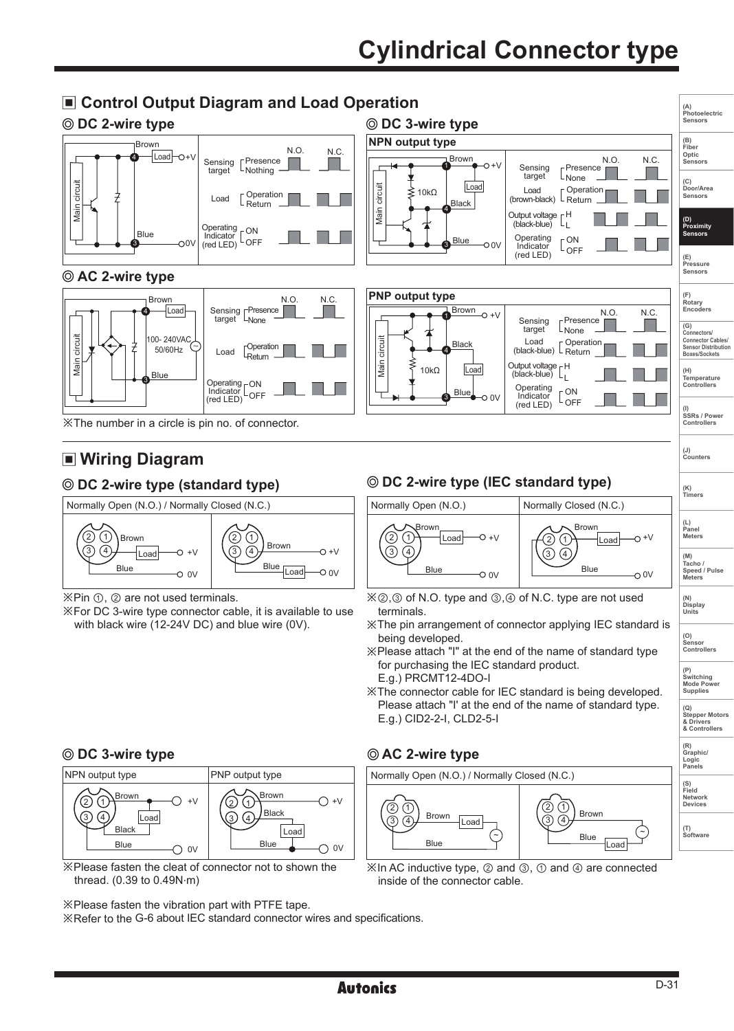# Cylindrical Connector type

## ■ Control Output Diagram and Load Operation

### ◎ DC 2-wire type

Brown ④ Load +V; Main circuit; Blue ③ 0V

| | | N.O. | N.C. |
|---|---|---|---|
| Sensing target | Presence / Nothing | | |
| Load | Operation / Return | | |
| Operating Indicator (red LED) | ON / OFF | | |

### ◎ DC 3-wire type

**NPN output type**

Brown ① +V; 10kΩ; Load; Black ④; Main circuit; Blue ③ 0V

| | | N.O. | N.C. |
|---|---|---|---|
| Sensing target | Presence / None | | |
| Load (brown-black) | Operation / Return | | |
| Output voltage (black-blue) | H / L | | |
| Operating Indicator (red LED) | ON / OFF | | |

### ◎ AC 2-wire type

Brown ④ Load; Main circuit; 100- 240VAC 50/60Hz; Blue ③

| | | N.O. | N.C. |
|---|---|---|---|
| Sensing target | Presence / None | | |
| Load | Operation / Return | | |
| Operating Indicator (red LED) | ON / OFF | | |

**PNP output type**

Brown ① +V; Black ④; 10kΩ; Load; Main circuit; Blue ③ 0V

| | | N.O. | N.C. |
|---|---|---|---|
| Sensing target | Presence / None | | |
| Load (black-blue) | Operation / Return | | |
| Output voltage (black-blue) | H / L | | |
| Operating Indicator (red LED) | ON / OFF | | |

※The number in a circle is pin no. of connector.

## ■ Wiring Diagram

### ◎ DC 2-wire type (standard type)

Normally Open (N.O.) / Normally Closed (N.C.)

- Brown — Load — +V; Blue — 0V
- Brown — +V; Blue — Load — 0V

※Pin ①, ② are not used terminals.

※For DC 3-wire type connector cable, it is available to use with black wire (12-24V DC) and blue wire (0V).

### ◎ DC 2-wire type (IEC standard type)

| Normally Open (N.O.) | Normally Closed (N.C.) |
|---|---|
| Brown — Load — +V; Blue — 0V | Brown — Load — +V; Blue — 0V |

※②,③ of N.O. type and ③,④ of N.C. type are not used terminals.

※The pin arrangement of connector applying IEC standard is being developed.

※Please attach "I" at the end of the name of standard type for purchasing the IEC standard product.
E.g.) PRCMT12-4DO-I

※The connector cable for IEC standard is being developed. Please attach "I' at the end of the name of standard type.
E.g.) CID2-2-I, CLD2-5-I

### ◎ DC 3-wire type

| NPN output type | PNP output type |
|---|---|
| Brown — +V; Black — Load; Blue — 0V | Brown — +V; Black — Load; Blue — 0V |

※Please fasten the cleat of connector not to shown the thread. (0.39 to 0.49N·m)

### ◎ AC 2-wire type

Normally Open (N.O.) / Normally Closed (N.C.)

- Brown — Load — ~; Blue
- Brown — ~; Blue — Load

※In AC inductive type, ② and ③, ① and ④ are connected inside of the connector cable.

※Please fasten the vibration part with PTFE tape.

※Refer to the G-6 about IEC standard connector wires and specifications.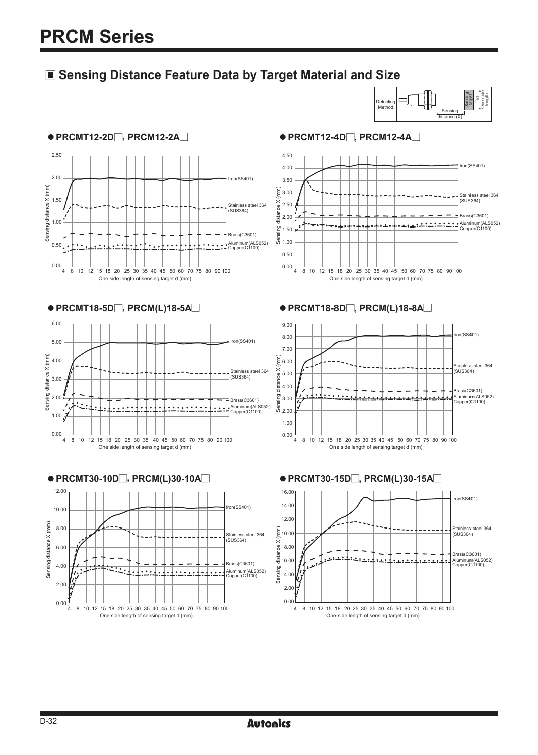# PRCM Series

## ■ Sensing Distance Feature Data by Target Material and Size

Detecting Method — Sensing target, □d, One side length, Sensing distance (X)

### ● PRCMT12-2D□, PRCM12-2A□

Sensing distance X (mm): 0.00 – 2.50

One side length of sensing target d (mm): 4, 8, 10, 12, 15, 18, 20, 25, 30, 35, 40, 45, 50, 60, 70, 75, 80, 90, 100

Iron(SS401)
Stainless steel 364 (SUS364)
Brass(C3601)
Aluminum(ALS052)
Copper(C1100)

### ● PRCMT12-4D□, PRCM12-4A□

Sensing distance X (mm): 0.00 – 4.50

One side length of sensing target d (mm): 4, 8, 10, 12, 15, 18, 20, 25, 30, 35, 40, 45, 50, 60, 70, 75, 80, 90, 100

Iron(SS401)
Stainless steel 364 (SUS364)
Brass(C3601)
Aluminum(ALS052)
Copper(C1100)

### ● PRCMT18-5D□, PRCM(L)18-5A□

Sensing distance X (mm): 0.00 – 6.00

One side length of sensing target d (mm): 4, 8, 10, 12, 15, 18, 20, 25, 30, 35, 40, 45, 50, 60, 70, 75, 80, 90, 100

Iron(SS401)
Stainless steel 364 (SUS364)
Brass(C3601)
Aluminum(ALS052)
Copper(C1100)

### ● PRCMT18-8D□, PRCM(L)18-8A□

Sensing distance X (mm): 0.00 – 9.00

One side length of sensing target d (mm): 4, 8, 10, 12, 15, 18, 20, 25, 30, 35, 40, 45, 50, 60, 70, 75, 80, 90, 100

Iron(SS401)
Stainless steel 364 (SUS364)
Brass(C3601)
Aluminum(ALS052)
Copper(C1100)

### ● PRCMT30-10D□, PRCM(L)30-10A□

Sensing distance X (mm): 0.00 – 12.00

One side length of sensing target d (mm): 4, 8, 10, 12, 15, 18, 20, 25, 30, 35, 40, 45, 50, 60, 70, 75, 80, 90, 100

Iron(SS401)
Stainless steel 364 (SUS364)
Brass(C3601)
Aluminum(ALS052)
Copper(C1100)

### ● PRCMT30-15D□, PRCM(L)30-15A□

Sensing distance X (mm): 0.00 – 16.00

One side length of sensing target d (mm): 4, 8, 10, 12, 15, 18, 20, 25, 30, 35, 40, 45, 50, 60, 70, 75, 80, 90, 100

Iron(SS401)
Stainless steel 364 (SUS364)
Brass(C3601)
Aluminum(ALS052)
Copper(C1100)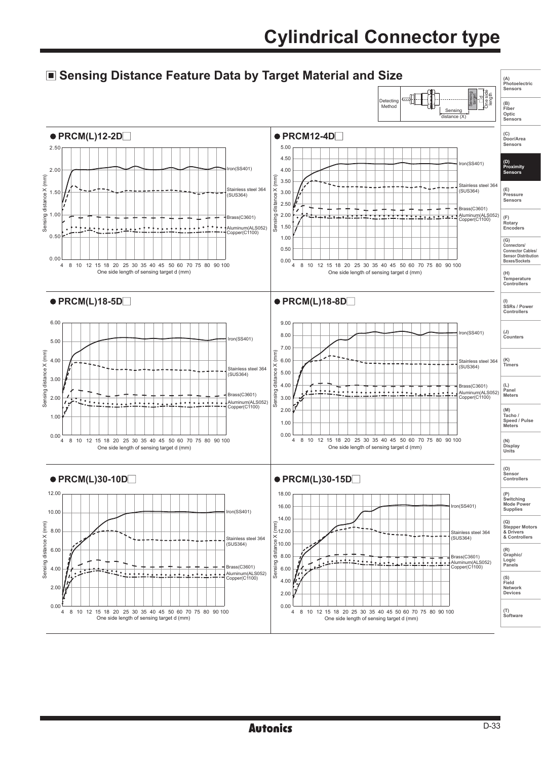# Cylindrical Connector type

## ■ Sensing Distance Feature Data by Target Material and Size

Detecting Method — Sensing target □d, One side length, Sensing distance (X)

### ● PRCM(L)12-2D□

Sensing distance X (mm): 0.00, 0.50, 1.00, 1.50, 2.00, 2.50

One side length of sensing target d (mm): 4, 8, 10, 12, 15, 18, 20, 25, 30, 35, 40, 45, 50, 60, 70, 75, 80, 90, 100

Iron(SS401)
Stainless steel 364 (SUS364)
Brass(C3601)
Aluminum(ALS052)
Copper(C1100)

### ● PRCM12-4D□

Sensing distance X (mm): 0.00, 0.50, 1.00, 1.50, 2.00, 2.50, 3.00, 3.50, 4.00, 4.50, 5.00

One side length of sensing target d (mm): 4, 8, 10, 12, 15, 18, 20, 25, 30, 35, 40, 45, 50, 60, 70, 75, 80, 90, 100

Iron(SS401)
Stainless steel 364 (SUS364)
Brass(C3601)
Aluminum(ALS052)
Copper(C1100)

### ● PRCM(L)18-5D□

Sensing distance X (mm): 0.00, 1.00, 2.00, 3.00, 4.00, 5.00, 6.00

One side length of sensing target d (mm): 4, 8, 10, 12, 15, 18, 20, 25, 30, 35, 40, 45, 50, 60, 70, 75, 80, 90, 100

Iron(SS401)
Stainless steel 364 (SUS364)
Brass(C3601)
Aluminum(ALS052)
Copper(C1100)

### ● PRCM(L)18-8D□

Sensing distance X (mm): 0.00, 1.00, 2.00, 3.00, 4.00, 5.00, 6.00, 7.00, 8.00, 9.00

One side length of sensing target d (mm): 4, 8, 10, 12, 15, 18, 20, 25, 30, 35, 40, 45, 50, 60, 70, 75, 80, 90, 100

Iron(SS401)
Stainless steel 364 (SUS364)
Brass(C3601)
Aluminum(ALS052)
Copper(C1100)

### ● PRCM(L)30-10D□

Sensing distance X (mm): 0.00, 2.00, 4.00, 6.00, 8.00, 10.00, 12.00

One side length of sensing target d (mm): 4, 8, 10, 12, 15, 18, 20, 25, 30, 35, 40, 45, 50, 60, 70, 75, 80, 90, 100

Iron(SS401)
Stainless steel 364 (SUS364)
Brass(C3601)
Aluminum(ALS052)
Copper(C1100)

### ● PRCM(L)30-15D□

Sensing distance X (mm): 0.00, 2.00, 4.00, 6.00, 8.00, 10.00, 12.00, 14.00, 16.00, 18.00

One side length of sensing target d (mm): 4, 8, 10, 12, 15, 18, 20, 25, 30, 35, 40, 45, 50, 60, 70, 75, 80, 90, 100

Iron(SS401)
Stainless steel 364 (SUS364)
Brass(C3601)
Aluminum(ALS052)
Copper(C1100)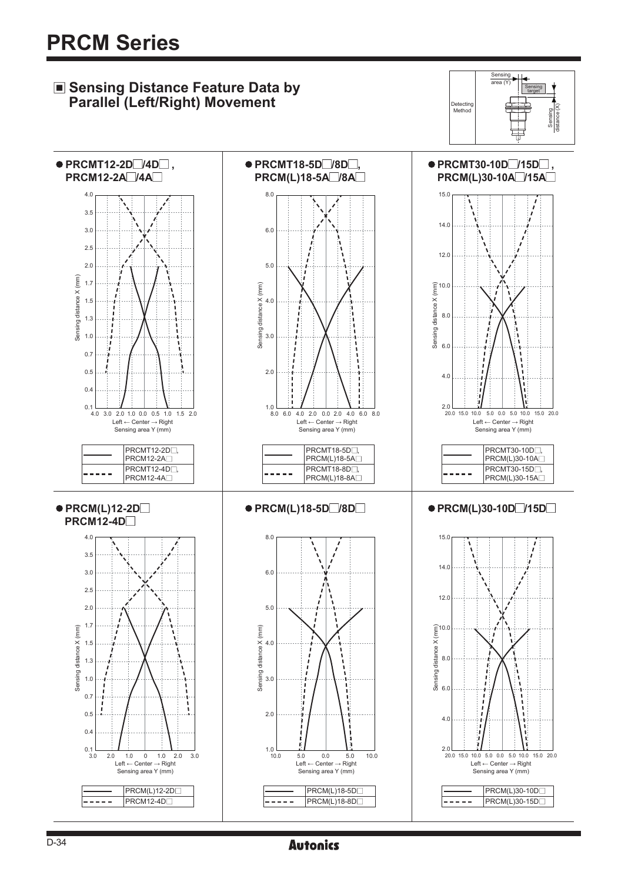# PRCM Series

## ■ Sensing Distance Feature Data by Parallel (Left/Right) Movement

Detecting Method: Sensing area (Y), Sensing target, Sensing distance (X)

### ● PRCMT12-2D□/4D□, PRCM12-2A□/4A□

Sensing distance X (mm) vs. Left ← Center → Right, Sensing area Y (mm)

| Line | Model |
|---|---|
| ——— | PRCMT12-2D□, PRCM12-2A□ |
| - - - - | PRCMT12-4D□, PRCM12-4A□ |

### ● PRCMT18-5D□/8D□, PRCM(L)18-5A□/8A□

Sensing distance X (mm) vs. Left ← Center → Right, Sensing area Y (mm)

| Line | Model |
|---|---|
| ——— | PRCMT18-5D□, PRCM(L)18-5A□ |
| - - - - | PRCMT18-8D□, PRCM(L)18-8A□ |

### ● PRCMT30-10D□/15D□, PRCM(L)30-10A□/15A□

Sensing distance X (mm) vs. Left ← Center → Right, Sensing area Y (mm)

| Line | Model |
|---|---|
| ——— | PRCMT30-10D□, PRCM(L)30-10A□ |
| - - - - | PRCMT30-15D□, PRCM(L)30-15A□ |

### ● PRCM(L)12-2D□ PRCM12-4D□

Sensing distance X (mm) vs. Left ← Center → Right, Sensing area Y (mm)

| Line | Model |
|---|---|
| ——— | PRCM(L)12-2D□ |
| - - - - | PRCM12-4D□ |

### ● PRCM(L)18-5D□/8D□

Sensing distance X (mm) vs. Left ← Center → Right, Sensing area Y (mm)

| Line | Model |
|---|---|
| ——— | PRCM(L)18-5D□ |
| - - - - | PRCM(L)18-8D□ |

### ● PRCM(L)30-10D□/15D□

Sensing distance X (mm) vs. Left ← Center → Right, Sensing area Y (mm)

| Line | Model |
|---|---|
| ——— | PRCM(L)30-10D□ |
| - - - - | PRCM(L)30-15D□ |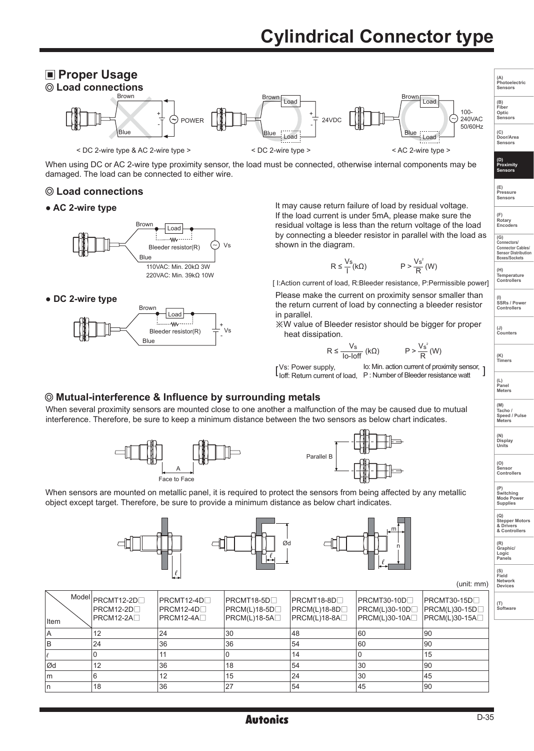# Cylindrical Connector type

## ■ Proper Usage

### ◎ Load connections

Brown
POWER
Blue
< DC 2-wire type & AC 2-wire type >

Brown
Load
24VDC
Blue
Load
< DC 2-wire type >

Brown
Load
100-240VAC 50/60Hz
Blue
Load
< AC 2-wire type >

When using DC or AC 2-wire type proximity sensor, the load must be connected, otherwise internal components may be damaged. The load can be connected to either wire.

### ◎ Load connections

**● AC 2-wire type**

Brown
Load
Bleeder resistor(R)
Vs
Blue
110VAC: Min. 20kΩ 3W
220VAC: Min. 39kΩ 10W

It may cause return failure of load by residual voltage. If the load current is under 5mA, please make sure the residual voltage is less than the return voltage of the load by connecting a bleeder resistor in parallel with the load as shown in the diagram.

$$R \leq \frac{Vs}{I}(k\Omega) \qquad P > \frac{Vs^2}{R}(W)$$

[ I:Action current of load, R:Bleeder resistance, P:Permissible power]

**● DC 2-wire type**

Brown
Load
Bleeder resistor(R)
Vs
Blue

Please make the current on proximity sensor smaller than the return current of load by connecting a bleeder resistor in parallel.

※W value of Bleeder resistor should be bigger for proper heat dissipation.

$$R \leq \frac{Vs}{Io\text{-}Ioff}(k\Omega) \qquad P > \frac{Vs^2}{R}(W)$$

[Vs: Power supply, Io: Min. action current of proximity sensor, Ioff: Return current of load, P : Number of Bleeder resistance watt]

### ◎ Mutual-interference & Influence by surrounding metals

When several proximity sensors are mounted close to one another a malfunction of the may be caused due to mutual interference. Therefore, be sure to keep a minimum distance between the two sensors as below chart indicates.

A
Face to Face

Parallel B

When sensors are mounted on metallic panel, it is required to protect the sensors from being affected by any metallic object except target. Therefore, be sure to provide a minimum distance as below chart indicates.

ℓ
Ød
ℓ
m
n
ℓ

(unit: mm)

| Item \ Model | PRCMT12-2D□ PRCM12-2D□ PRCM12-2A□ | PRCMT12-4D□ PRCM12-4D□ PRCM12-4A□ | PRCMT18-5D□ PRCM(L)18-5D□ PRCM(L)18-5A□ | PRCMT18-8D□ PRCM(L)18-8D□ PRCM(L)18-8A□ | PRCMT30-10D□ PRCM(L)30-10D□ PRCM(L)30-10A□ | PRCMT30-15D□ PRCM(L)30-15D□ PRCM(L)30-15A□ |
|---|---|---|---|---|---|---|
| A | 12 | 24 | 30 | 48 | 60 | 90 |
| B | 24 | 36 | 36 | 54 | 60 | 90 |
| ℓ | 0 | 11 | 0 | 14 | 0 | 15 |
| Ød | 12 | 36 | 18 | 54 | 30 | 90 |
| m | 6 | 12 | 15 | 24 | 30 | 45 |
| n | 18 | 36 | 27 | 54 | 45 | 90 |